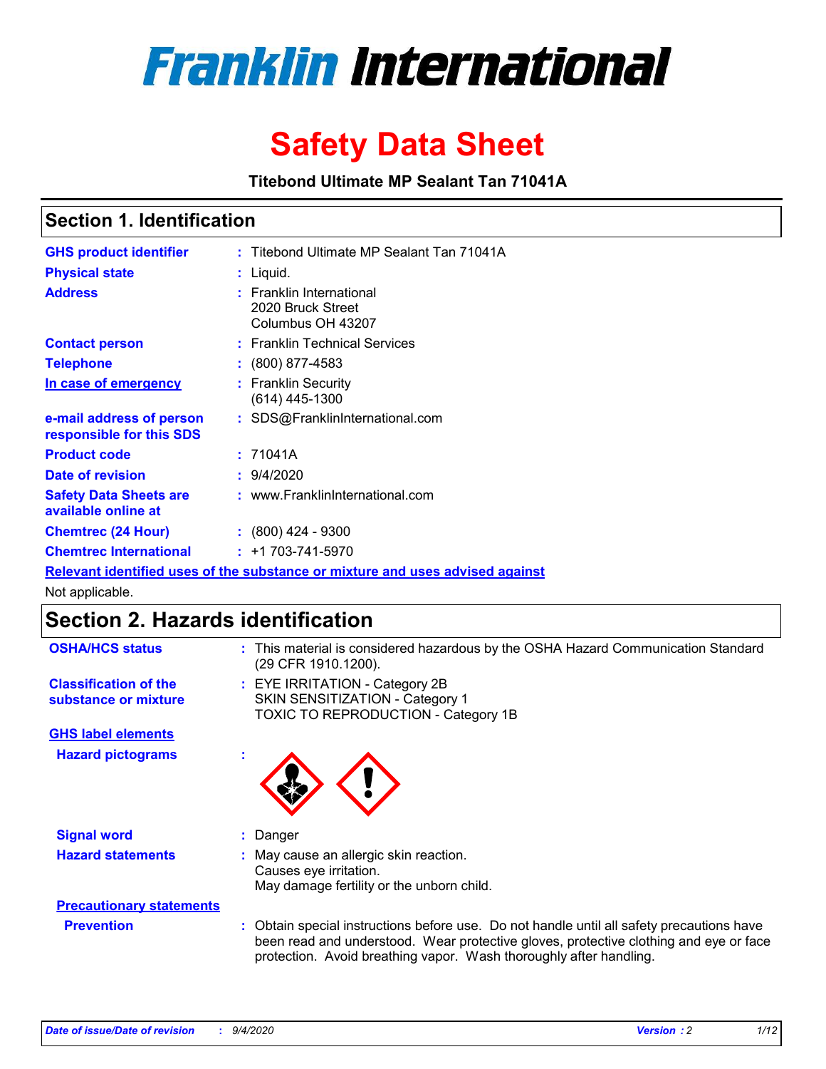# Franklin International

# Safety Data Sheet

**Titebond Ultimate MP Sealant Tan 71041A**

## Section 1. Identification

| | |
|---|---|
| **GHS product identifier** | : Titebond Ultimate MP Sealant Tan 71041A |
| **Physical state** | : Liquid. |
| **Address** | : Franklin International<br>2020 Bruck Street<br>Columbus OH 43207 |
| **Contact person** | : Franklin Technical Services |
| **Telephone** | : (800) 877-4583 |
| **In case of emergency** | : Franklin Security<br>(614) 445-1300 |
| **e-mail address of person responsible for this SDS** | : SDS@FranklinInternational.com |
| **Product code** | : 71041A |
| **Date of revision** | : 9/4/2020 |
| **Safety Data Sheets are available online at** | : www.FranklinInternational.com |
| **Chemtrec (24 Hour)** | : (800) 424 - 9300 |
| **Chemtrec International** | : +1 703-741-5970 |

**Relevant identified uses of the substance or mixture and uses advised against**

Not applicable.

## Section 2. Hazards identification

**OSHA/HCS status** : This material is considered hazardous by the OSHA Hazard Communication Standard (29 CFR 1910.1200).

**Classification of the substance or mixture** : EYE IRRITATION - Category 2B
SKIN SENSITIZATION - Category 1
TOXIC TO REPRODUCTION - Category 1B

**GHS label elements**

**Hazard pictograms** :

**Signal word** : Danger

**Hazard statements** : May cause an allergic skin reaction.
Causes eye irritation.
May damage fertility or the unborn child.

**Precautionary statements**

**Prevention** : Obtain special instructions before use. Do not handle until all safety precautions have been read and understood. Wear protective gloves, protective clothing and eye or face protection. Avoid breathing vapor. Wash thoroughly after handling.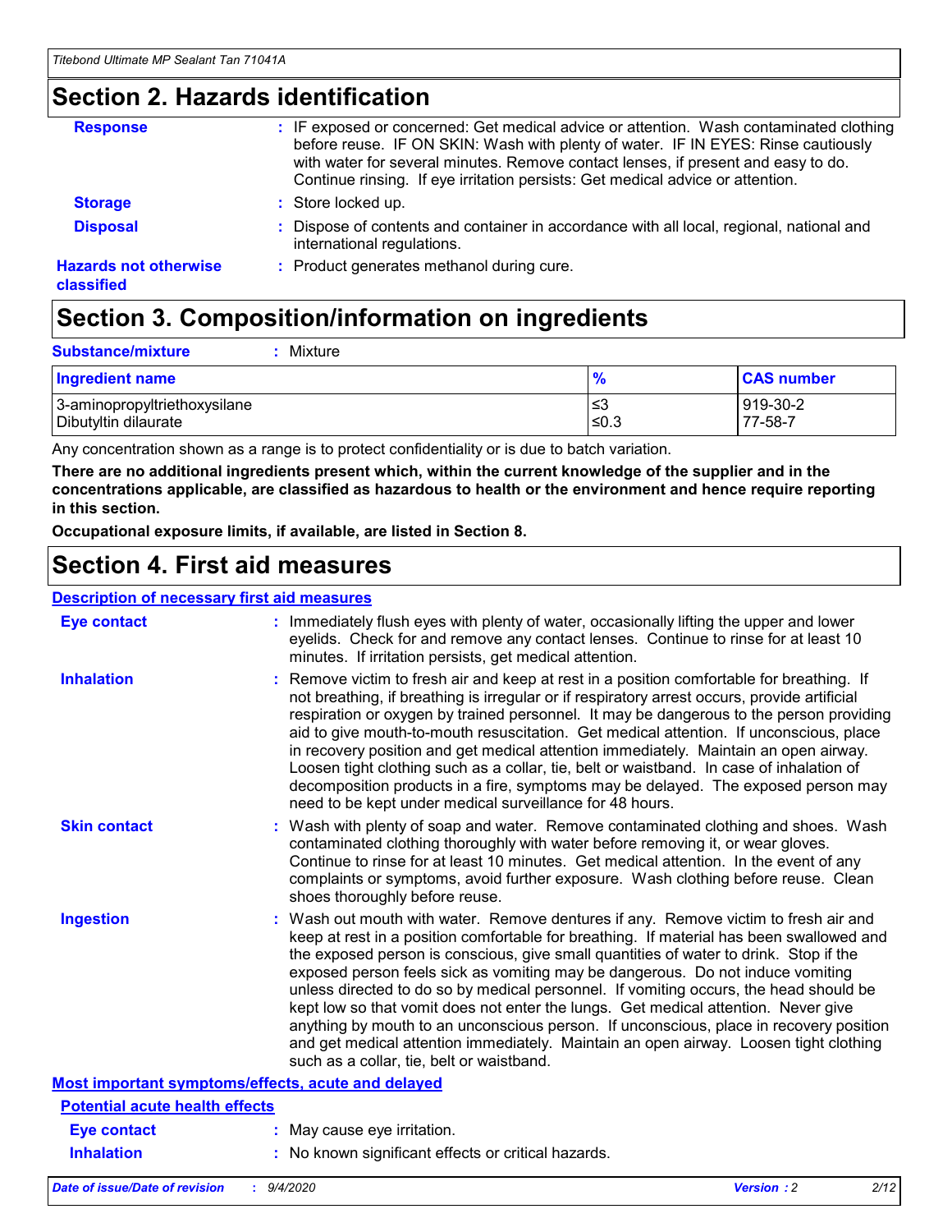## Section 2. Hazards identification

**Response** : IF exposed or concerned: Get medical advice or attention. Wash contaminated clothing before reuse. IF ON SKIN: Wash with plenty of water. IF IN EYES: Rinse cautiously with water for several minutes. Remove contact lenses, if present and easy to do. Continue rinsing. If eye irritation persists: Get medical advice or attention.

**Storage** : Store locked up.

**Disposal** : Dispose of contents and container in accordance with all local, regional, national and international regulations.

**Hazards not otherwise classified** : Product generates methanol during cure.

## Section 3. Composition/information on ingredients

**Substance/mixture** : Mixture

| Ingredient name | % | CAS number |
|---|---|---|
| 3-aminopropyltriethoxysilane | ≤3 | 919-30-2 |
| Dibutyltin dilaurate | ≤0.3 | 77-58-7 |

Any concentration shown as a range is to protect confidentiality or is due to batch variation.

**There are no additional ingredients present which, within the current knowledge of the supplier and in the concentrations applicable, are classified as hazardous to health or the environment and hence require reporting in this section.**

**Occupational exposure limits, if available, are listed in Section 8.**

## Section 4. First aid measures

### Description of necessary first aid measures

**Eye contact** : Immediately flush eyes with plenty of water, occasionally lifting the upper and lower eyelids. Check for and remove any contact lenses. Continue to rinse for at least 10 minutes. If irritation persists, get medical attention.

**Inhalation** : Remove victim to fresh air and keep at rest in a position comfortable for breathing. If not breathing, if breathing is irregular or if respiratory arrest occurs, provide artificial respiration or oxygen by trained personnel. It may be dangerous to the person providing aid to give mouth-to-mouth resuscitation. Get medical attention. If unconscious, place in recovery position and get medical attention immediately. Maintain an open airway. Loosen tight clothing such as a collar, tie, belt or waistband. In case of inhalation of decomposition products in a fire, symptoms may be delayed. The exposed person may need to be kept under medical surveillance for 48 hours.

**Skin contact** : Wash with plenty of soap and water. Remove contaminated clothing and shoes. Wash contaminated clothing thoroughly with water before removing it, or wear gloves. Continue to rinse for at least 10 minutes. Get medical attention. In the event of any complaints or symptoms, avoid further exposure. Wash clothing before reuse. Clean shoes thoroughly before reuse.

**Ingestion** : Wash out mouth with water. Remove dentures if any. Remove victim to fresh air and keep at rest in a position comfortable for breathing. If material has been swallowed and the exposed person is conscious, give small quantities of water to drink. Stop if the exposed person feels sick as vomiting may be dangerous. Do not induce vomiting unless directed to do so by medical personnel. If vomiting occurs, the head should be kept low so that vomit does not enter the lungs. Get medical attention. Never give anything by mouth to an unconscious person. If unconscious, place in recovery position and get medical attention immediately. Maintain an open airway. Loosen tight clothing such as a collar, tie, belt or waistband.

### Most important symptoms/effects, acute and delayed

#### Potential acute health effects

**Eye contact** : May cause eye irritation.

**Inhalation** : No known significant effects or critical hazards.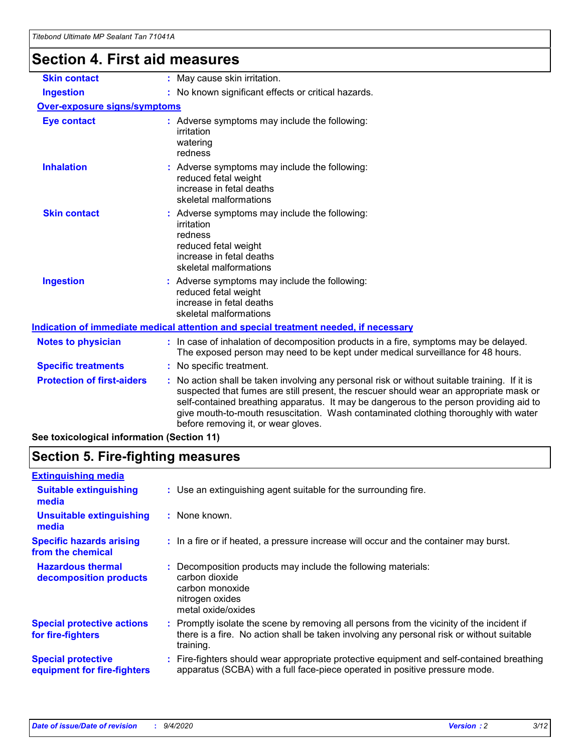## Section 4. First aid measures

| | |
|---|---|
| **Skin contact** | : May cause skin irritation. |
| **Ingestion** | : No known significant effects or critical hazards. |

**Over-exposure signs/symptoms**

| | |
|---|---|
| **Eye contact** | : Adverse symptoms may include the following:<br>irritation<br>watering<br>redness |
| **Inhalation** | : Adverse symptoms may include the following:<br>reduced fetal weight<br>increase in fetal deaths<br>skeletal malformations |
| **Skin contact** | : Adverse symptoms may include the following:<br>irritation<br>redness<br>reduced fetal weight<br>increase in fetal deaths<br>skeletal malformations |
| **Ingestion** | : Adverse symptoms may include the following:<br>reduced fetal weight<br>increase in fetal deaths<br>skeletal malformations |

**Indication of immediate medical attention and special treatment needed, if necessary**

| | |
|---|---|
| **Notes to physician** | : In case of inhalation of decomposition products in a fire, symptoms may be delayed. The exposed person may need to be kept under medical surveillance for 48 hours. |
| **Specific treatments** | : No specific treatment. |
| **Protection of first-aiders** | : No action shall be taken involving any personal risk or without suitable training. If it is suspected that fumes are still present, the rescuer should wear an appropriate mask or self-contained breathing apparatus. It may be dangerous to the person providing aid to give mouth-to-mouth resuscitation. Wash contaminated clothing thoroughly with water before removing it, or wear gloves. |

**See toxicological information (Section 11)**

## Section 5. Fire-fighting measures

**Extinguishing media**

| | |
|---|---|
| **Suitable extinguishing media** | : Use an extinguishing agent suitable for the surrounding fire. |
| **Unsuitable extinguishing media** | : None known. |
| **Specific hazards arising from the chemical** | : In a fire or if heated, a pressure increase will occur and the container may burst. |
| **Hazardous thermal decomposition products** | : Decomposition products may include the following materials:<br>carbon dioxide<br>carbon monoxide<br>nitrogen oxides<br>metal oxide/oxides |
| **Special protective actions for fire-fighters** | : Promptly isolate the scene by removing all persons from the vicinity of the incident if there is a fire. No action shall be taken involving any personal risk or without suitable training. |
| **Special protective equipment for fire-fighters** | : Fire-fighters should wear appropriate protective equipment and self-contained breathing apparatus (SCBA) with a full face-piece operated in positive pressure mode. |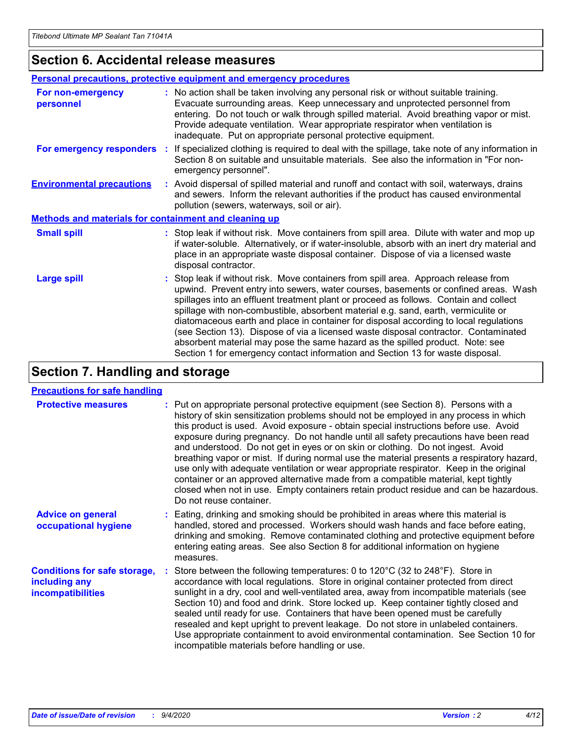## Section 6. Accidental release measures

### Personal precautions, protective equipment and emergency procedures

**For non-emergency personnel** : No action shall be taken involving any personal risk or without suitable training. Evacuate surrounding areas. Keep unnecessary and unprotected personnel from entering. Do not touch or walk through spilled material. Avoid breathing vapor or mist. Provide adequate ventilation. Wear appropriate respirator when ventilation is inadequate. Put on appropriate personal protective equipment.

**For emergency responders** : If specialized clothing is required to deal with the spillage, take note of any information in Section 8 on suitable and unsuitable materials. See also the information in "For non-emergency personnel".

**Environmental precautions** : Avoid dispersal of spilled material and runoff and contact with soil, waterways, drains and sewers. Inform the relevant authorities if the product has caused environmental pollution (sewers, waterways, soil or air).

### Methods and materials for containment and cleaning up

**Small spill** : Stop leak if without risk. Move containers from spill area. Dilute with water and mop up if water-soluble. Alternatively, or if water-insoluble, absorb with an inert dry material and place in an appropriate waste disposal container. Dispose of via a licensed waste disposal contractor.

**Large spill** : Stop leak if without risk. Move containers from spill area. Approach release from upwind. Prevent entry into sewers, water courses, basements or confined areas. Wash spillages into an effluent treatment plant or proceed as follows. Contain and collect spillage with non-combustible, absorbent material e.g. sand, earth, vermiculite or diatomaceous earth and place in container for disposal according to local regulations (see Section 13). Dispose of via a licensed waste disposal contractor. Contaminated absorbent material may pose the same hazard as the spilled product. Note: see Section 1 for emergency contact information and Section 13 for waste disposal.

## Section 7. Handling and storage

### Precautions for safe handling

**Protective measures** : Put on appropriate personal protective equipment (see Section 8). Persons with a history of skin sensitization problems should not be employed in any process in which this product is used. Avoid exposure - obtain special instructions before use. Avoid exposure during pregnancy. Do not handle until all safety precautions have been read and understood. Do not get in eyes or on skin or clothing. Do not ingest. Avoid breathing vapor or mist. If during normal use the material presents a respiratory hazard, use only with adequate ventilation or wear appropriate respirator. Keep in the original container or an approved alternative made from a compatible material, kept tightly closed when not in use. Empty containers retain product residue and can be hazardous. Do not reuse container.

**Advice on general occupational hygiene** : Eating, drinking and smoking should be prohibited in areas where this material is handled, stored and processed. Workers should wash hands and face before eating, drinking and smoking. Remove contaminated clothing and protective equipment before entering eating areas. See also Section 8 for additional information on hygiene measures.

**Conditions for safe storage, including any incompatibilities** : Store between the following temperatures: 0 to 120°C (32 to 248°F). Store in accordance with local regulations. Store in original container protected from direct sunlight in a dry, cool and well-ventilated area, away from incompatible materials (see Section 10) and food and drink. Store locked up. Keep container tightly closed and sealed until ready for use. Containers that have been opened must be carefully resealed and kept upright to prevent leakage. Do not store in unlabeled containers. Use appropriate containment to avoid environmental contamination. See Section 10 for incompatible materials before handling or use.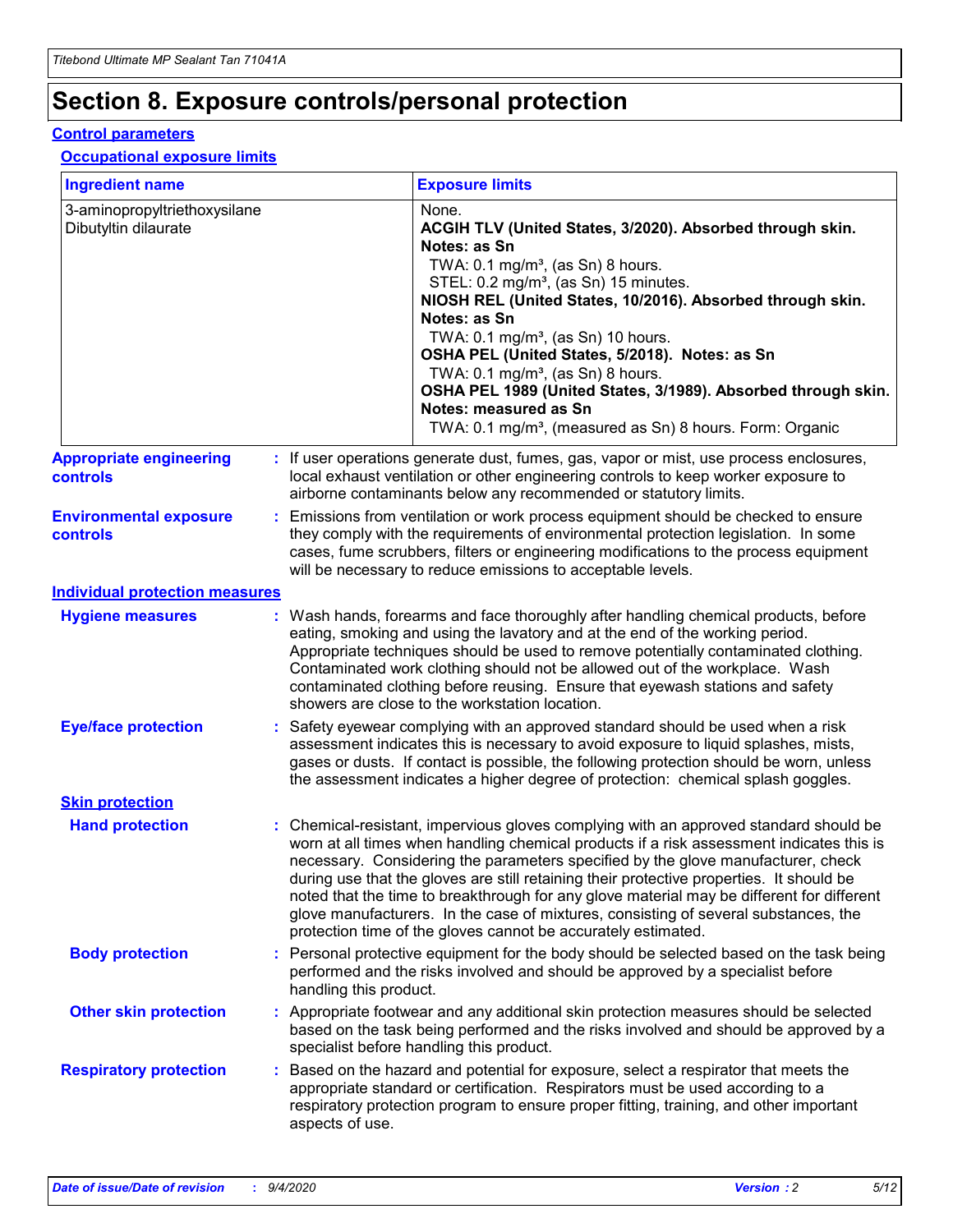# Section 8. Exposure controls/personal protection

## Control parameters

### Occupational exposure limits

| Ingredient name | Exposure limits |
| --- | --- |
| 3-aminopropyltriethoxysilane | None. |
| Dibutyltin dilaurate | **ACGIH TLV (United States, 3/2020). Absorbed through skin. Notes: as Sn**<br>TWA: 0.1 mg/m³, (as Sn) 8 hours.<br>STEL: 0.2 mg/m³, (as Sn) 15 minutes.<br>**NIOSH REL (United States, 10/2016). Absorbed through skin. Notes: as Sn**<br>TWA: 0.1 mg/m³, (as Sn) 10 hours.<br>**OSHA PEL (United States, 5/2018). Notes: as Sn**<br>TWA: 0.1 mg/m³, (as Sn) 8 hours.<br>**OSHA PEL 1989 (United States, 3/1989). Absorbed through skin. Notes: measured as Sn**<br>TWA: 0.1 mg/m³, (measured as Sn) 8 hours. Form: Organic |

**Appropriate engineering controls** : If user operations generate dust, fumes, gas, vapor or mist, use process enclosures, local exhaust ventilation or other engineering controls to keep worker exposure to airborne contaminants below any recommended or statutory limits.

**Environmental exposure controls** : Emissions from ventilation or work process equipment should be checked to ensure they comply with the requirements of environmental protection legislation. In some cases, fume scrubbers, filters or engineering modifications to the process equipment will be necessary to reduce emissions to acceptable levels.

## Individual protection measures

**Hygiene measures** : Wash hands, forearms and face thoroughly after handling chemical products, before eating, smoking and using the lavatory and at the end of the working period. Appropriate techniques should be used to remove potentially contaminated clothing. Contaminated work clothing should not be allowed out of the workplace. Wash contaminated clothing before reusing. Ensure that eyewash stations and safety showers are close to the workstation location.

**Eye/face protection** : Safety eyewear complying with an approved standard should be used when a risk assessment indicates this is necessary to avoid exposure to liquid splashes, mists, gases or dusts. If contact is possible, the following protection should be worn, unless the assessment indicates a higher degree of protection: chemical splash goggles.

### Skin protection

**Hand protection** : Chemical-resistant, impervious gloves complying with an approved standard should be worn at all times when handling chemical products if a risk assessment indicates this is necessary. Considering the parameters specified by the glove manufacturer, check during use that the gloves are still retaining their protective properties. It should be noted that the time to breakthrough for any glove material may be different for different glove manufacturers. In the case of mixtures, consisting of several substances, the protection time of the gloves cannot be accurately estimated.

**Body protection** : Personal protective equipment for the body should be selected based on the task being performed and the risks involved and should be approved by a specialist before handling this product.

**Other skin protection** : Appropriate footwear and any additional skin protection measures should be selected based on the task being performed and the risks involved and should be approved by a specialist before handling this product.

**Respiratory protection** : Based on the hazard and potential for exposure, select a respirator that meets the appropriate standard or certification. Respirators must be used according to a respiratory protection program to ensure proper fitting, training, and other important aspects of use.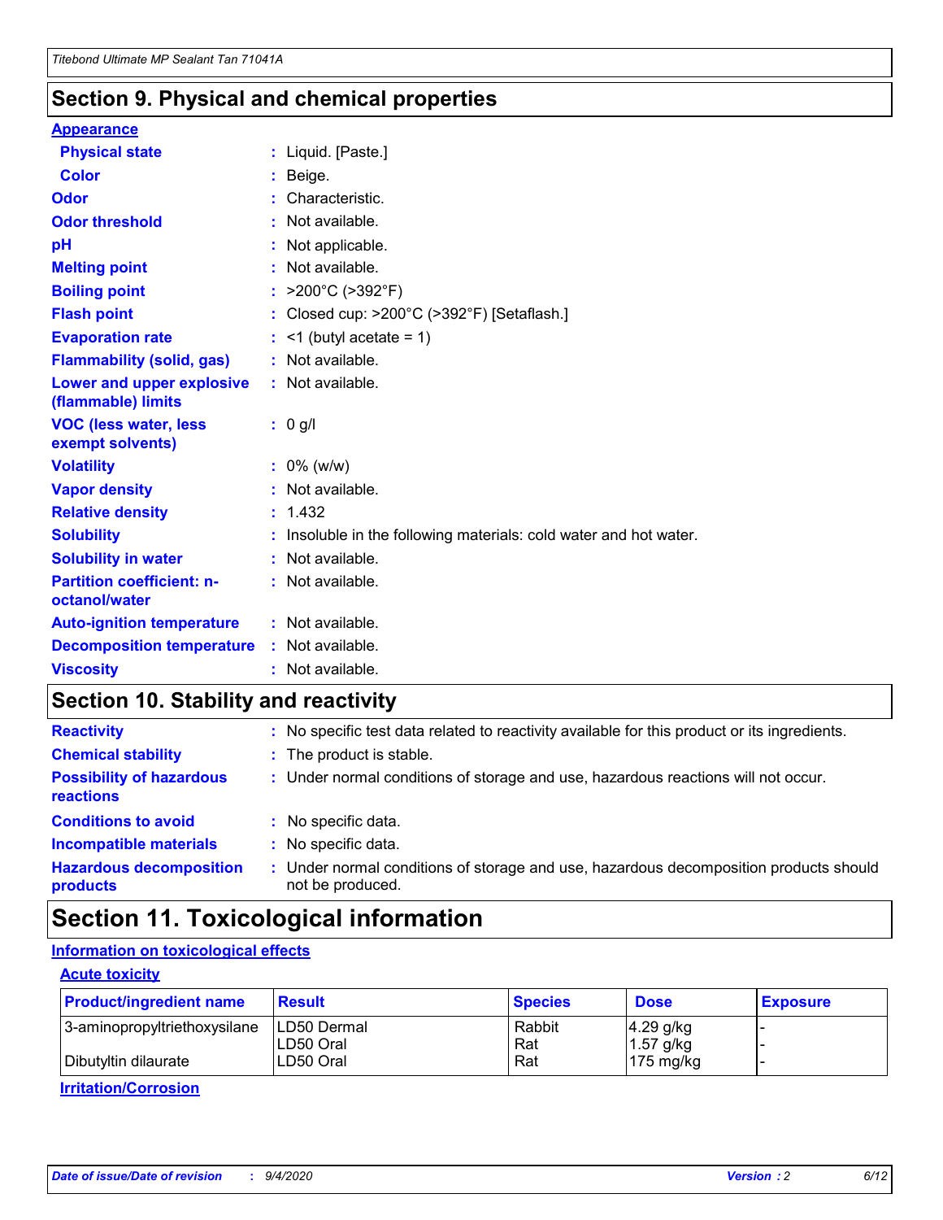## Section 9. Physical and chemical properties

**Appearance**

| | | |
|---|---|---|
| **Physical state** | : | Liquid. [Paste.] |
| **Color** | : | Beige. |
| **Odor** | : | Characteristic. |
| **Odor threshold** | : | Not available. |
| **pH** | : | Not applicable. |
| **Melting point** | : | Not available. |
| **Boiling point** | : | >200°C (>392°F) |
| **Flash point** | : | Closed cup: >200°C (>392°F) [Setaflash.] |
| **Evaporation rate** | : | <1 (butyl acetate = 1) |
| **Flammability (solid, gas)** | : | Not available. |
| **Lower and upper explosive (flammable) limits** | : | Not available. |
| **VOC (less water, less exempt solvents)** | : | 0 g/l |
| **Volatility** | : | 0% (w/w) |
| **Vapor density** | : | Not available. |
| **Relative density** | : | 1.432 |
| **Solubility** | : | Insoluble in the following materials: cold water and hot water. |
| **Solubility in water** | : | Not available. |
| **Partition coefficient: n-octanol/water** | : | Not available. |
| **Auto-ignition temperature** | : | Not available. |
| **Decomposition temperature** | : | Not available. |
| **Viscosity** | : | Not available. |

## Section 10. Stability and reactivity

| | | |
|---|---|---|
| **Reactivity** | : | No specific test data related to reactivity available for this product or its ingredients. |
| **Chemical stability** | : | The product is stable. |
| **Possibility of hazardous reactions** | : | Under normal conditions of storage and use, hazardous reactions will not occur. |
| **Conditions to avoid** | : | No specific data. |
| **Incompatible materials** | : | No specific data. |
| **Hazardous decomposition products** | : | Under normal conditions of storage and use, hazardous decomposition products should not be produced. |

## Section 11. Toxicological information

**Information on toxicological effects**

**Acute toxicity**

| Product/ingredient name | Result | Species | Dose | Exposure |
|---|---|---|---|---|
| 3-aminopropyltriethoxysilane | LD50 Dermal | Rabbit | 4.29 g/kg | - |
| | LD50 Oral | Rat | 1.57 g/kg | - |
| Dibutyltin dilaurate | LD50 Oral | Rat | 175 mg/kg | - |

**Irritation/Corrosion**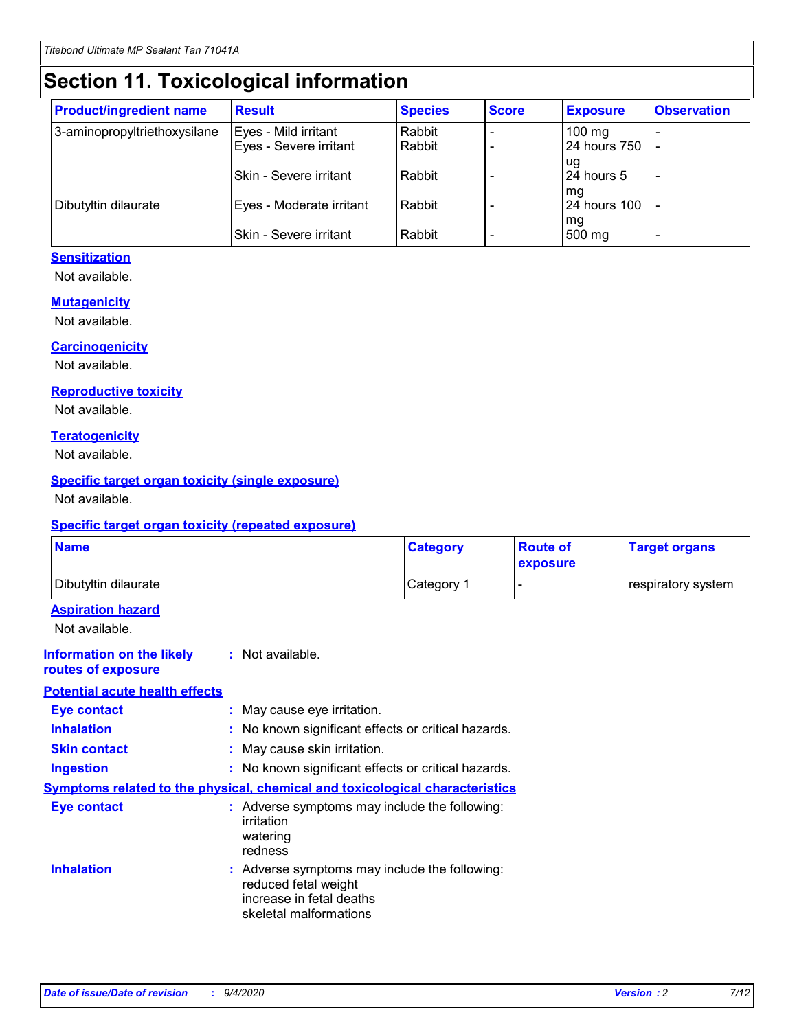# Section 11. Toxicological information

| Product/ingredient name | Result | Species | Score | Exposure | Observation |
|---|---|---|---|---|---|
| 3-aminopropyltriethoxysilane | Eyes - Mild irritant | Rabbit | - | 100 mg | - |
| | Eyes - Severe irritant | Rabbit | - | 24 hours 750 ug | - |
| | Skin - Severe irritant | Rabbit | - | 24 hours 5 mg | - |
| Dibutyltin dilaurate | Eyes - Moderate irritant | Rabbit | - | 24 hours 100 mg | - |
| | Skin - Severe irritant | Rabbit | - | 500 mg | - |

### Sensitization

Not available.

### Mutagenicity

Not available.

### Carcinogenicity

Not available.

### Reproductive toxicity

Not available.

### Teratogenicity

Not available.

### Specific target organ toxicity (single exposure)

Not available.

### Specific target organ toxicity (repeated exposure)

| Name | Category | Route of exposure | Target organs |
|---|---|---|---|
| Dibutyltin dilaurate | Category 1 | - | respiratory system |

### Aspiration hazard

Not available.

**Information on the likely routes of exposure** : Not available.

### Potential acute health effects

**Eye contact** : May cause eye irritation.

**Inhalation** : No known significant effects or critical hazards.

**Skin contact** : May cause skin irritation.

**Ingestion** : No known significant effects or critical hazards.

### Symptoms related to the physical, chemical and toxicological characteristics

**Eye contact** : Adverse symptoms may include the following:
irritation
watering
redness

**Inhalation** : Adverse symptoms may include the following:
reduced fetal weight
increase in fetal deaths
skeletal malformations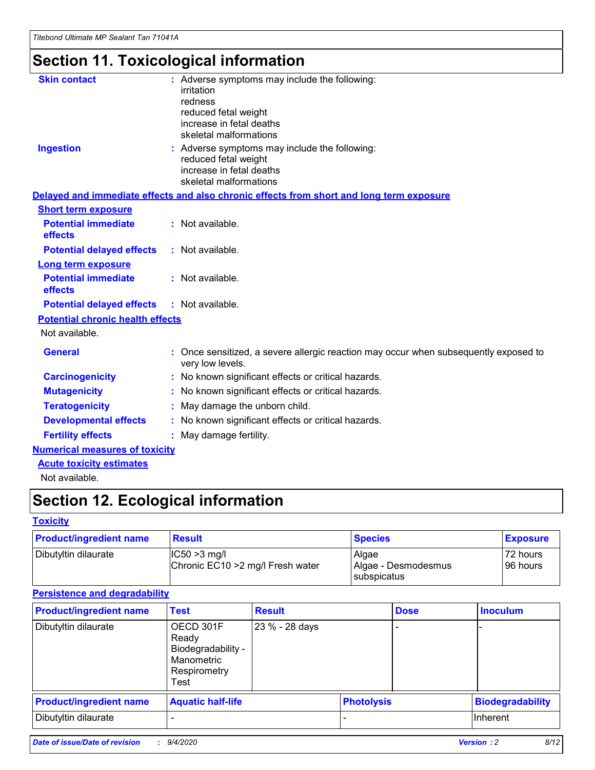# Section 11. Toxicological information

**Skin contact** : Adverse symptoms may include the following:
irritation
redness
reduced fetal weight
increase in fetal deaths
skeletal malformations

**Ingestion** : Adverse symptoms may include the following:
reduced fetal weight
increase in fetal deaths
skeletal malformations

**Delayed and immediate effects and also chronic effects from short and long term exposure**

**Short term exposure**

**Potential immediate effects** : Not available.

**Potential delayed effects** : Not available.

**Long term exposure**

**Potential immediate effects** : Not available.

**Potential delayed effects** : Not available.

**Potential chronic health effects**

Not available.

**General** : Once sensitized, a severe allergic reaction may occur when subsequently exposed to very low levels.

**Carcinogenicity** : No known significant effects or critical hazards.

**Mutagenicity** : No known significant effects or critical hazards.

**Teratogenicity** : May damage the unborn child.

**Developmental effects** : No known significant effects or critical hazards.

**Fertility effects** : May damage fertility.

**Numerical measures of toxicity**

**Acute toxicity estimates**

Not available.

# Section 12. Ecological information

**Toxicity**

| Product/ingredient name | Result | Species | Exposure |
|---|---|---|---|
| Dibutyltin dilaurate | IC50 >3 mg/l<br>Chronic EC10 >2 mg/l Fresh water | Algae<br>Algae - Desmodesmus subspicatus | 72 hours<br>96 hours |

**Persistence and degradability**

| Product/ingredient name | Test | Result | Dose | Inoculum |
|---|---|---|---|---|
| Dibutyltin dilaurate | OECD 301F Ready Biodegradability - Manometric Respirometry Test | 23 % - 28 days | - | - |

| Product/ingredient name | Aquatic half-life | Photolysis | Biodegradability |
|---|---|---|---|
| Dibutyltin dilaurate | - | - | Inherent |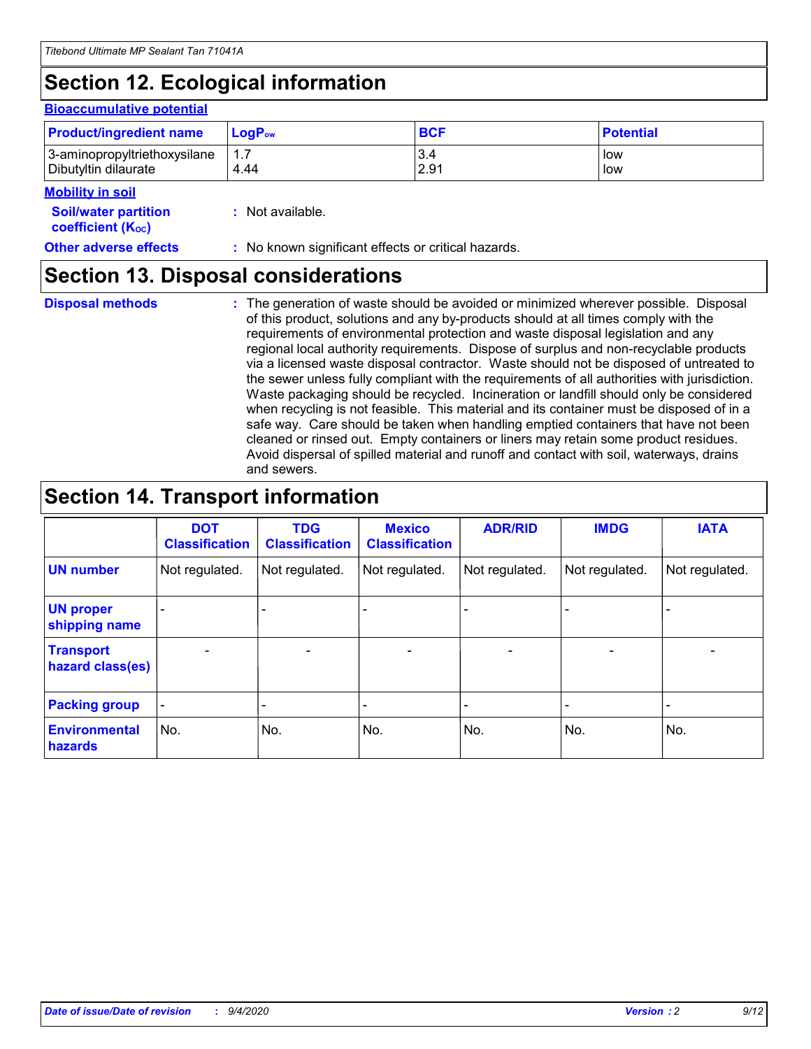## Section 12. Ecological information

### Bioaccumulative potential

| Product/ingredient name | $LogP_{ow}$ | BCF | Potential |
|---|---|---|---|
| 3-aminopropyltriethoxysilane | 1.7 | 3.4 | low |
| Dibutyltin dilaurate | 4.44 | 2.91 | low |

### Mobility in soil

**Soil/water partition coefficient ($K_{OC}$)** : Not available.

**Other adverse effects** : No known significant effects or critical hazards.

## Section 13. Disposal considerations

**Disposal methods** : The generation of waste should be avoided or minimized wherever possible. Disposal of this product, solutions and any by-products should at all times comply with the requirements of environmental protection and waste disposal legislation and any regional local authority requirements. Dispose of surplus and non-recyclable products via a licensed waste disposal contractor. Waste should not be disposed of untreated to the sewer unless fully compliant with the requirements of all authorities with jurisdiction. Waste packaging should be recycled. Incineration or landfill should only be considered when recycling is not feasible. This material and its container must be disposed of in a safe way. Care should be taken when handling emptied containers that have not been cleaned or rinsed out. Empty containers or liners may retain some product residues. Avoid dispersal of spilled material and runoff and contact with soil, waterways, drains and sewers.

## Section 14. Transport information

| | DOT Classification | TDG Classification | Mexico Classification | ADR/RID | IMDG | IATA |
|---|---|---|---|---|---|---|
| **UN number** | Not regulated. | Not regulated. | Not regulated. | Not regulated. | Not regulated. | Not regulated. |
| **UN proper shipping name** | - | - | - | - | - | - |
| **Transport hazard class(es)** | - | - | - | - | - | - |
| **Packing group** | - | - | - | - | - | - |
| **Environmental hazards** | No. | No. | No. | No. | No. | No. |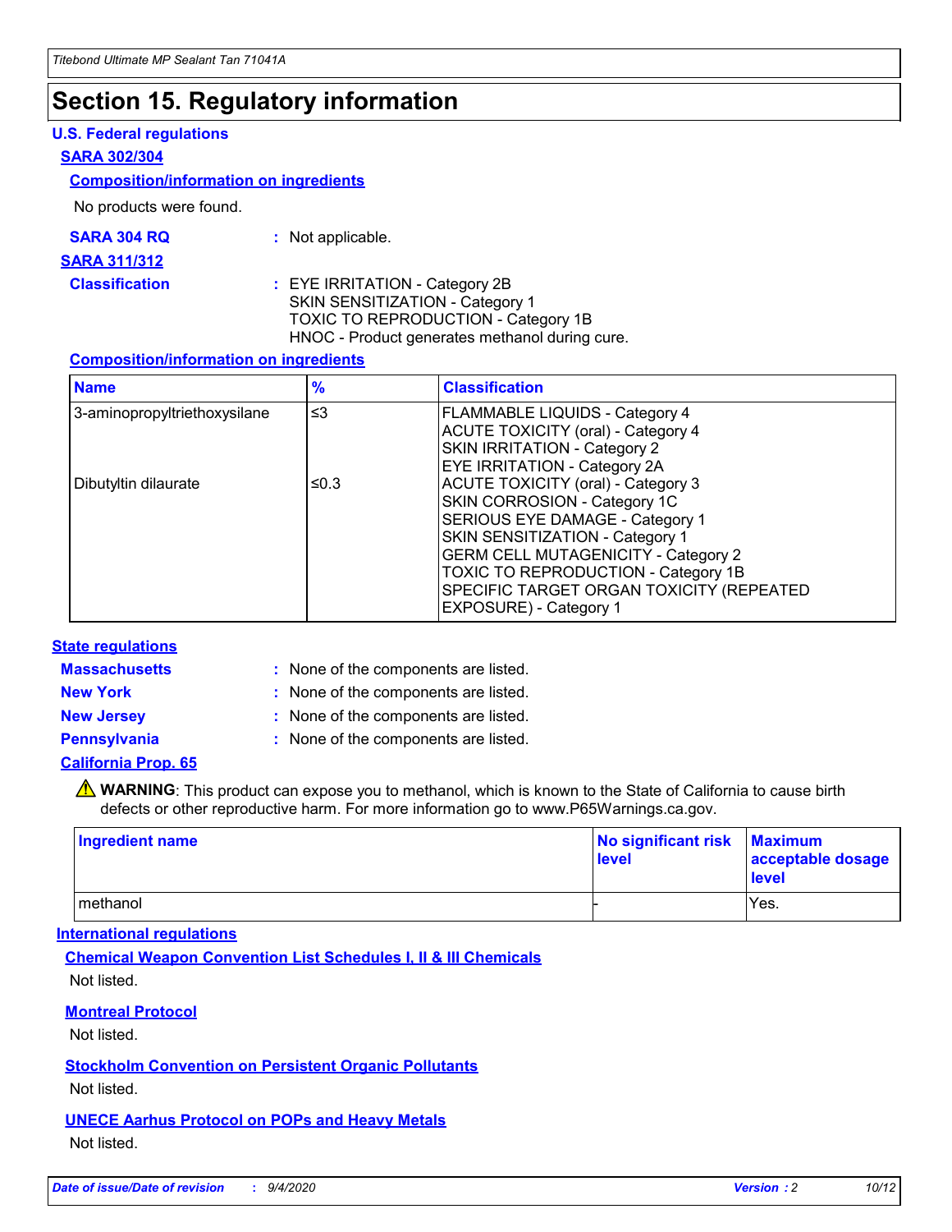# Section 15. Regulatory information

### U.S. Federal regulations

**SARA 302/304**

**Composition/information on ingredients**

No products were found.

**SARA 304 RQ** : Not applicable.

**SARA 311/312**

**Classification** : EYE IRRITATION - Category 2B
SKIN SENSITIZATION - Category 1
TOXIC TO REPRODUCTION - Category 1B
HNOC - Product generates methanol during cure.

**Composition/information on ingredients**

| Name | % | Classification |
|---|---|---|
| 3-aminopropyltriethoxysilane | ≤3 | FLAMMABLE LIQUIDS - Category 4<br>ACUTE TOXICITY (oral) - Category 4<br>SKIN IRRITATION - Category 2<br>EYE IRRITATION - Category 2A |
| Dibutyltin dilaurate | ≤0.3 | ACUTE TOXICITY (oral) - Category 3<br>SKIN CORROSION - Category 1C<br>SERIOUS EYE DAMAGE - Category 1<br>SKIN SENSITIZATION - Category 1<br>GERM CELL MUTAGENICITY - Category 2<br>TOXIC TO REPRODUCTION - Category 1B<br>SPECIFIC TARGET ORGAN TOXICITY (REPEATED EXPOSURE) - Category 1 |

### State regulations

**Massachusetts** : None of the components are listed.

**New York** : None of the components are listed.

**New Jersey** : None of the components are listed.

**Pennsylvania** : None of the components are listed.

**California Prop. 65**

⚠ **WARNING**: This product can expose you to methanol, which is known to the State of California to cause birth defects or other reproductive harm. For more information go to www.P65Warnings.ca.gov.

| Ingredient name | No significant risk level | Maximum acceptable dosage level |
|---|---|---|
| methanol | - | Yes. |

### International regulations

**Chemical Weapon Convention List Schedules I, II & III Chemicals**

Not listed.

**Montreal Protocol**

Not listed.

**Stockholm Convention on Persistent Organic Pollutants**

Not listed.

**UNECE Aarhus Protocol on POPs and Heavy Metals**

Not listed.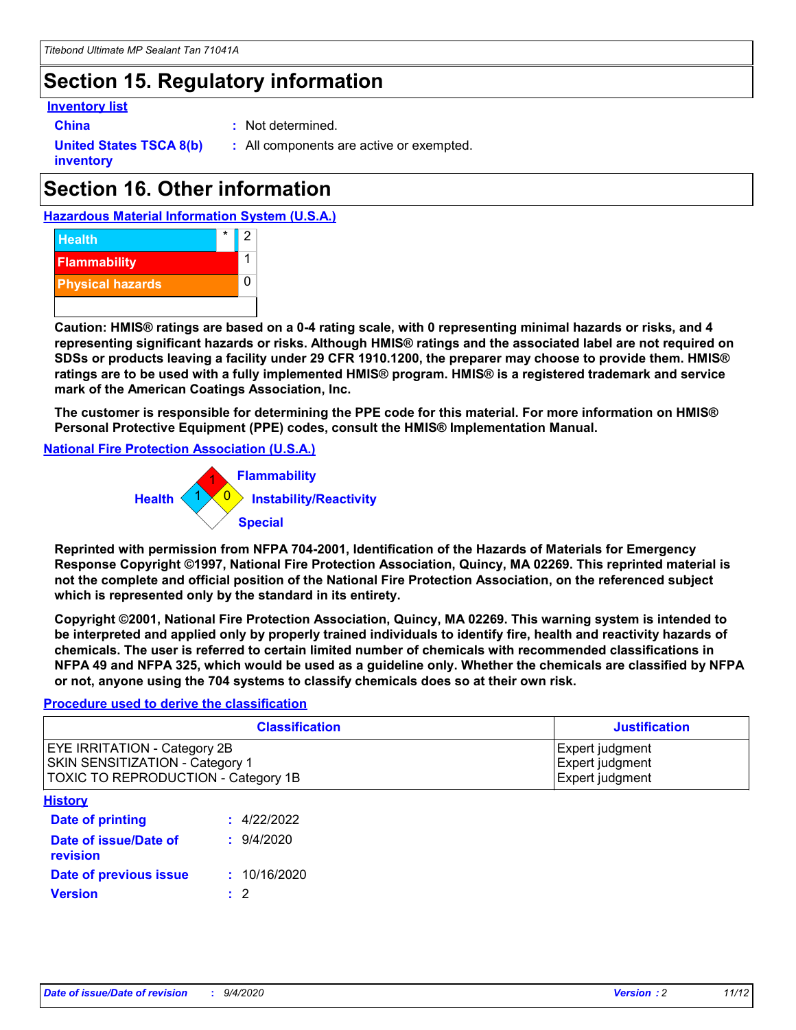# Section 15. Regulatory information

### Inventory list

**China** : Not determined.

**United States TSCA 8(b) inventory** : All components are active or exempted.

# Section 16. Other information

### Hazardous Material Information System (U.S.A.)

| | | |
|---|---|---|
| Health | * | 2 |
| Flammability | | 1 |
| Physical hazards | | 0 |

**Caution: HMIS® ratings are based on a 0-4 rating scale, with 0 representing minimal hazards or risks, and 4 representing significant hazards or risks. Although HMIS® ratings and the associated label are not required on SDSs or products leaving a facility under 29 CFR 1910.1200, the preparer may choose to provide them. HMIS® ratings are to be used with a fully implemented HMIS® program. HMIS® is a registered trademark and service mark of the American Coatings Association, Inc.**

**The customer is responsible for determining the PPE code for this material. For more information on HMIS® Personal Protective Equipment (PPE) codes, consult the HMIS® Implementation Manual.**

### National Fire Protection Association (U.S.A.)

Flammability: 1
Health: 1
Instability/Reactivity: 0
Special:

**Reprinted with permission from NFPA 704-2001, Identification of the Hazards of Materials for Emergency Response Copyright ©1997, National Fire Protection Association, Quincy, MA 02269. This reprinted material is not the complete and official position of the National Fire Protection Association, on the referenced subject which is represented only by the standard in its entirety.**

**Copyright ©2001, National Fire Protection Association, Quincy, MA 02269. This warning system is intended to be interpreted and applied only by properly trained individuals to identify fire, health and reactivity hazards of chemicals. The user is referred to certain limited number of chemicals with recommended classifications in NFPA 49 and NFPA 325, which would be used as a guideline only. Whether the chemicals are classified by NFPA or not, anyone using the 704 systems to classify chemicals does so at their own risk.**

### Procedure used to derive the classification

| Classification | Justification |
|---|---|
| EYE IRRITATION - Category 2B | Expert judgment |
| SKIN SENSITIZATION - Category 1 | Expert judgment |
| TOXIC TO REPRODUCTION - Category 1B | Expert judgment |

### History

**Date of printing** : 4/22/2022

**Date of issue/Date of revision** : 9/4/2020

**Date of previous issue** : 10/16/2020

**Version** : 2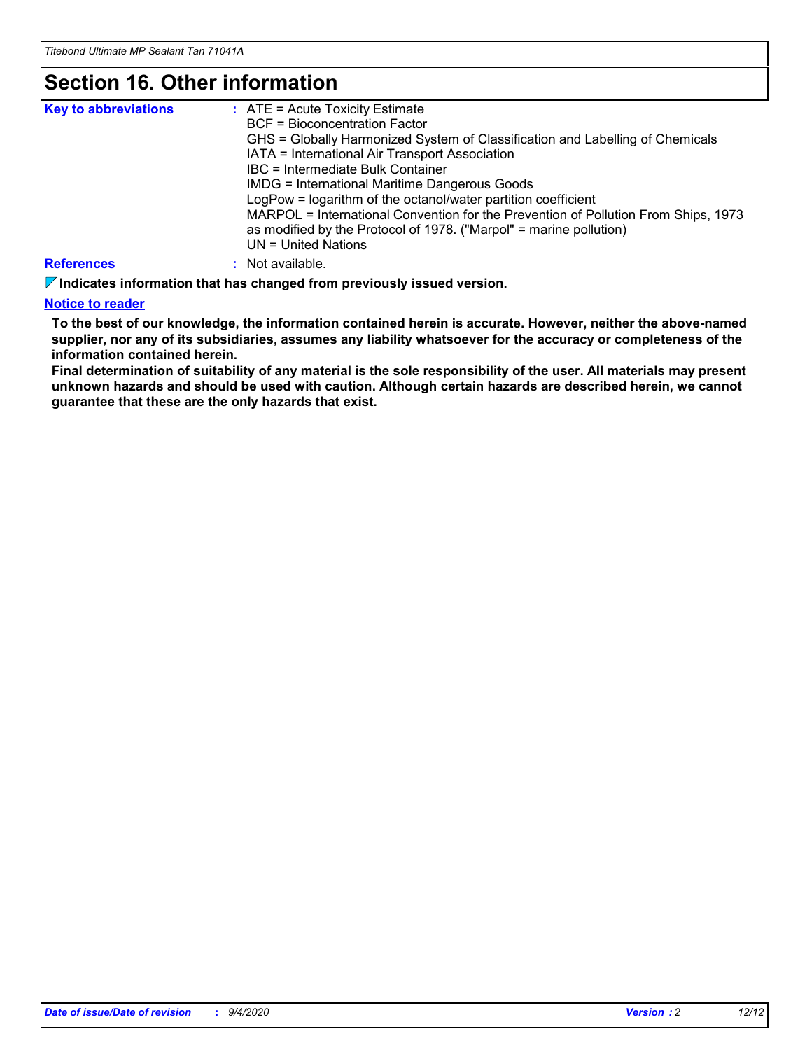# Section 16. Other information

**Key to abbreviations** : ATE = Acute Toxicity Estimate
BCF = Bioconcentration Factor
GHS = Globally Harmonized System of Classification and Labelling of Chemicals
IATA = International Air Transport Association
IBC = Intermediate Bulk Container
IMDG = International Maritime Dangerous Goods
LogPow = logarithm of the octanol/water partition coefficient
MARPOL = International Convention for the Prevention of Pollution From Ships, 1973 as modified by the Protocol of 1978. ("Marpol" = marine pollution)
UN = United Nations

**References** : Not available.

**Indicates information that has changed from previously issued version.**

**Notice to reader**

**To the best of our knowledge, the information contained herein is accurate. However, neither the above-named supplier, nor any of its subsidiaries, assumes any liability whatsoever for the accuracy or completeness of the information contained herein.**

**Final determination of suitability of any material is the sole responsibility of the user. All materials may present unknown hazards and should be used with caution. Although certain hazards are described herein, we cannot guarantee that these are the only hazards that exist.**